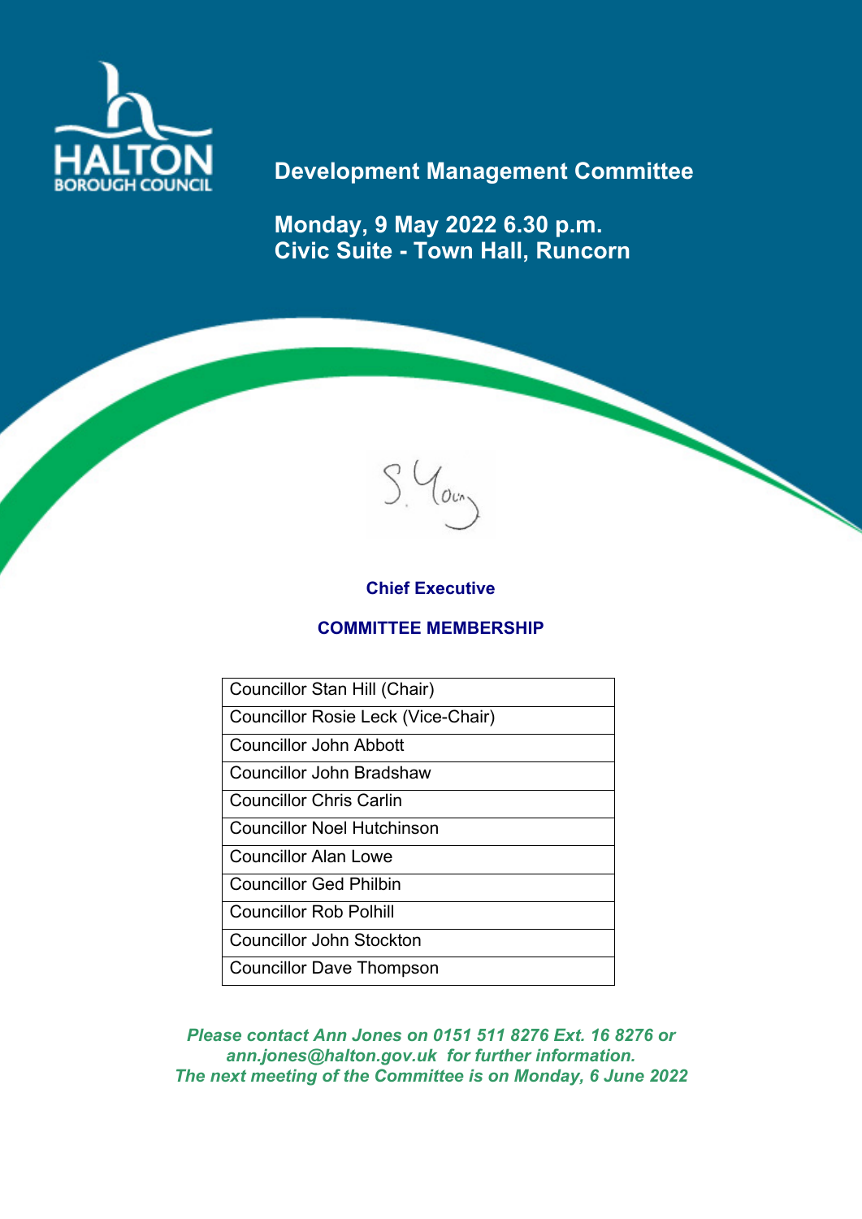HALTON BOROUGH COUNCIL

# Development Management Committee

**Monday, 9 May 2022 6.30 p.m.**
**Civic Suite - Town Hall, Runcorn**

S. Young

**Chief Executive**

## COMMITTEE MEMBERSHIP

| Councillor Stan Hill (Chair) |
|---|
| Councillor Rosie Leck (Vice-Chair) |
| Councillor John Abbott |
| Councillor John Bradshaw |
| Councillor Chris Carlin |
| Councillor Noel Hutchinson |
| Councillor Alan Lowe |
| Councillor Ged Philbin |
| Councillor Rob Polhill |
| Councillor John Stockton |
| Councillor Dave Thompson |

***Please contact Ann Jones on 0151 511 8276 Ext. 16 8276 or ann.jones@halton.gov.uk for further information.***
***The next meeting of the Committee is on Monday, 6 June 2022***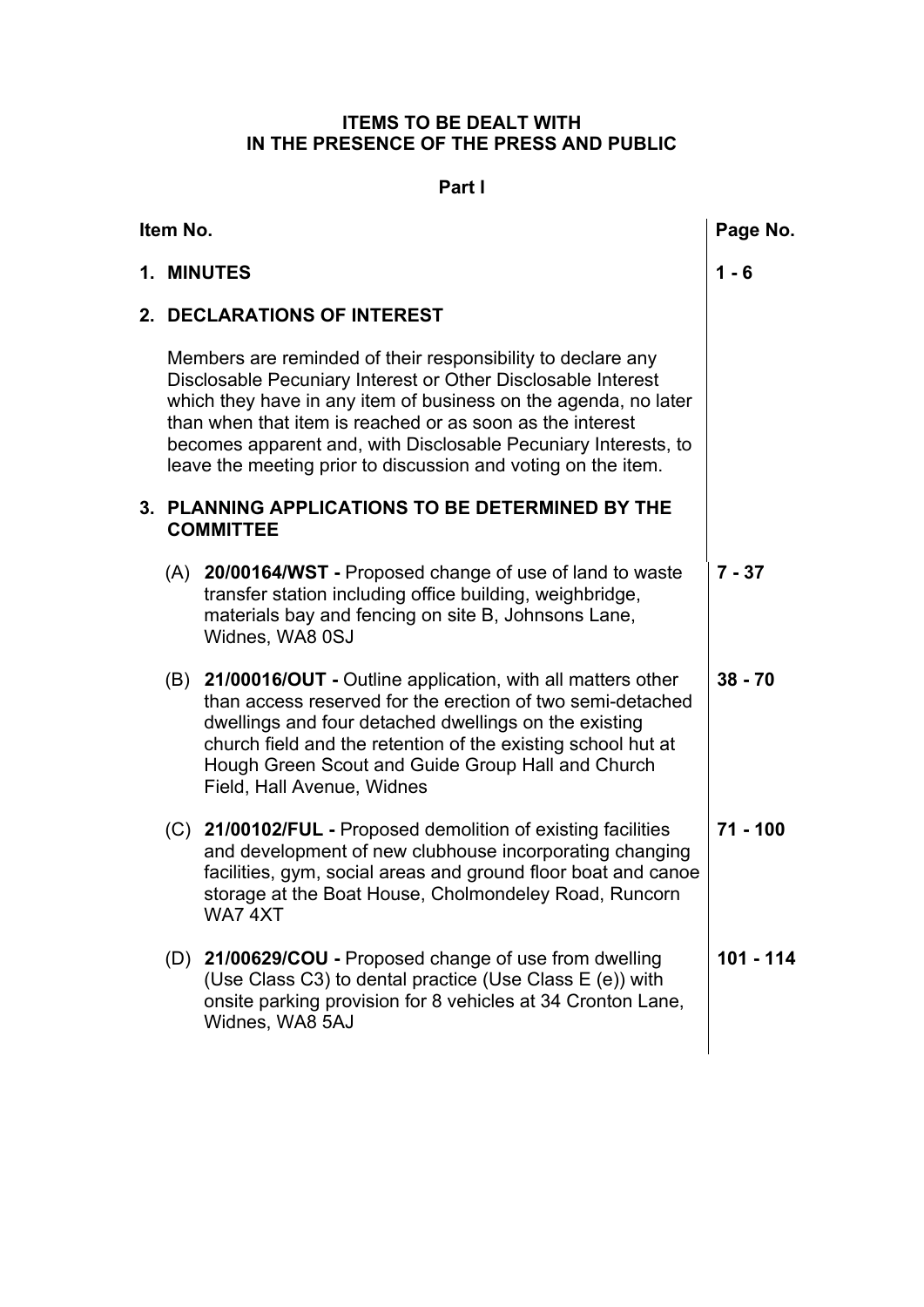## ITEMS TO BE DEALT WITH IN THE PRESENCE OF THE PRESS AND PUBLIC

### Part I

| Item No. | Page No. |
|---|---|
| **1. MINUTES** | **1 - 6** |
| **2. DECLARATIONS OF INTEREST** | |
| Members are reminded of their responsibility to declare any Disclosable Pecuniary Interest or Other Disclosable Interest which they have in any item of business on the agenda, no later than when that item is reached or as soon as the interest becomes apparent and, with Disclosable Pecuniary Interests, to leave the meeting prior to discussion and voting on the item. | |
| **3. PLANNING APPLICATIONS TO BE DETERMINED BY THE COMMITTEE** | |
| (A) **20/00164/WST -** Proposed change of use of land to waste transfer station including office building, weighbridge, materials bay and fencing on site B, Johnsons Lane, Widnes, WA8 0SJ | **7 - 37** |
| (B) **21/00016/OUT -** Outline application, with all matters other than access reserved for the erection of two semi-detached dwellings and four detached dwellings on the existing church field and the retention of the existing school hut at Hough Green Scout and Guide Group Hall and Church Field, Hall Avenue, Widnes | **38 - 70** |
| (C) **21/00102/FUL -** Proposed demolition of existing facilities and development of new clubhouse incorporating changing facilities, gym, social areas and ground floor boat and canoe storage at the Boat House, Cholmondeley Road, Runcorn WA7 4XT | **71 - 100** |
| (D) **21/00629/COU -** Proposed change of use from dwelling (Use Class C3) to dental practice (Use Class E (e)) with onsite parking provision for 8 vehicles at 34 Cronton Lane, Widnes, WA8 5AJ | **101 - 114** |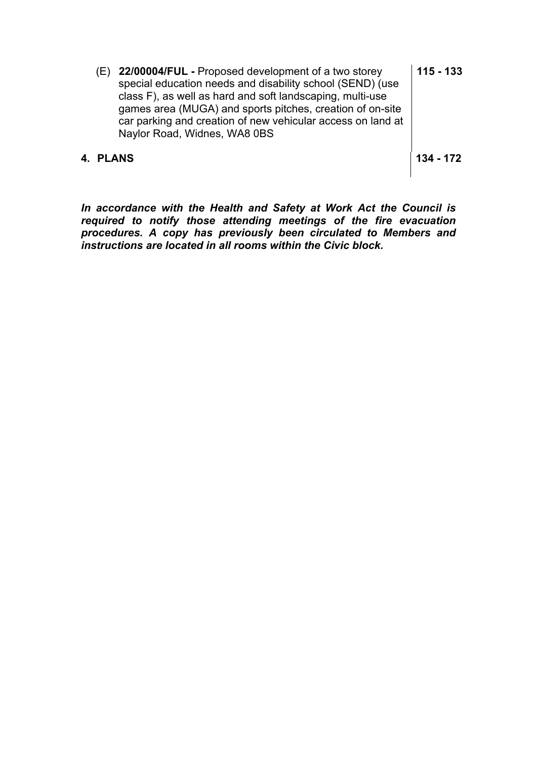| | |
|---|---|
| (E) **22/00004/FUL -** Proposed development of a two storey special education needs and disability school (SEND) (use class F), as well as hard and soft landscaping, multi-use games area (MUGA) and sports pitches, creation of on-site car parking and creation of new vehicular access on land at Naylor Road, Widnes, WA8 0BS | **115 - 133** |
| **4. PLANS** | **134 - 172** |

***In accordance with the Health and Safety at Work Act the Council is required to notify those attending meetings of the fire evacuation procedures. A copy has previously been circulated to Members and instructions are located in all rooms within the Civic block.***